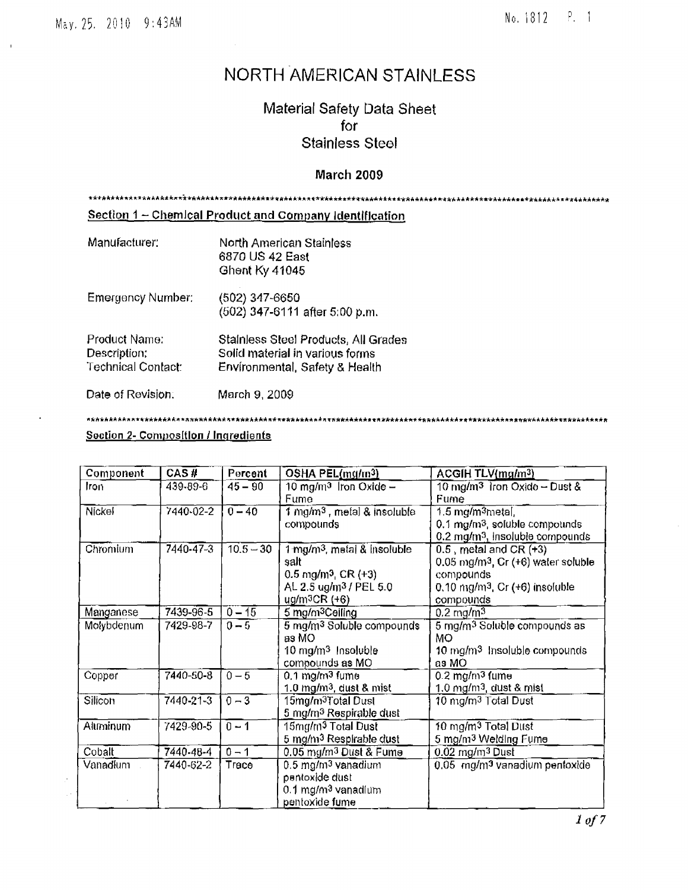# NORTH AMERICAN STAINLESS

## Material Safety Data Sheet for Stainless Steel

**March 2009**

---

## Section 1 – Chemical Product and Company Identification

Manufacturer: North American Stainless
6870 US 42 East
Ghent Ky 41045

Emergency Number: (502) 347-6650
(502) 347-6111 after 5:00 p.m.

Product Name: Stainless Steel Products, All Grades
Description: Solid material in various forms
Technical Contact: Environmental, Safety & Health

Date of Revision. March 9, 2009

---

## Section 2- Composition / Ingredients

| Component | CAS # | Percent | OSHA PEL(mg/m3) | ACGIH TLV(mg/m3) |
|---|---|---|---|---|
| Iron | 439-89-6 | 45 – 90 | 10 mg/m³ Iron Oxide – Fume | 10 mg/m³ Iron Oxide – Dust & Fume |
| Nickel | 7440-02-2 | 0 – 40 | 1 mg/m³, metal & insoluble compounds | 1.5 mg/m³metal, 0.1 mg/m³, soluble compounds 0.2 mg/m³, insoluble compounds |
| Chromium | 7440-47-3 | 10.5 – 30 | 1 mg/m³, metal & insoluble salt 0.5 mg/m³, CR (+3) AL 2.5 ug/m³ / PEL 5.0 ug/m³CR (+6) | 0.5 , metal and CR (+3) 0.05 mg/m³, Cr (+6) water soluble compounds 0.10 mg/m³, Cr (+6) insoluble compounds |
| Manganese | 7439-96-5 | 0 – 15 | 5 mg/m³Ceiling | 0.2 mg/m³ |
| Molybdenum | 7429-98-7 | 0 – 5 | 5 mg/m³ Soluble compounds as MO 10 mg/m³ Insoluble compounds as MO | 5 mg/m³ Soluble compounds as MO 10 mg/m³ Insoluble compounds as MO |
| Copper | 7440-50-8 | 0 – 5 | 0.1 mg/m³ fume 1.0 mg/m³, dust & mist | 0.2 mg/m³ fume 1.0 mg/m³, dust & mist |
| Silicon | 7440-21-3 | 0 – 3 | 15mg/m³Total Dust 5 mg/m³ Respirable dust | 10 mg/m³ Total Dust |
| Aluminum | 7429-90-5 | 0 – 1 | 15mg/m³ Total Dust 5 mg/m³ Respirable dust | 10 mg/m³ Total Dust 5 mg/m³ Welding Fume |
| Cobalt | 7440-48-4 | 0 – 1 | 0.05 mg/m³ Dust & Fume | 0.02 mg/m³ Dust |
| Vanadium | 7440-62-2 | Trace | 0.5 mg/m³ vanadium pentoxide dust 0.1 mg/m³ vanadium pentoxide fume | 0.05 mg/m³ vanadium pentoxide |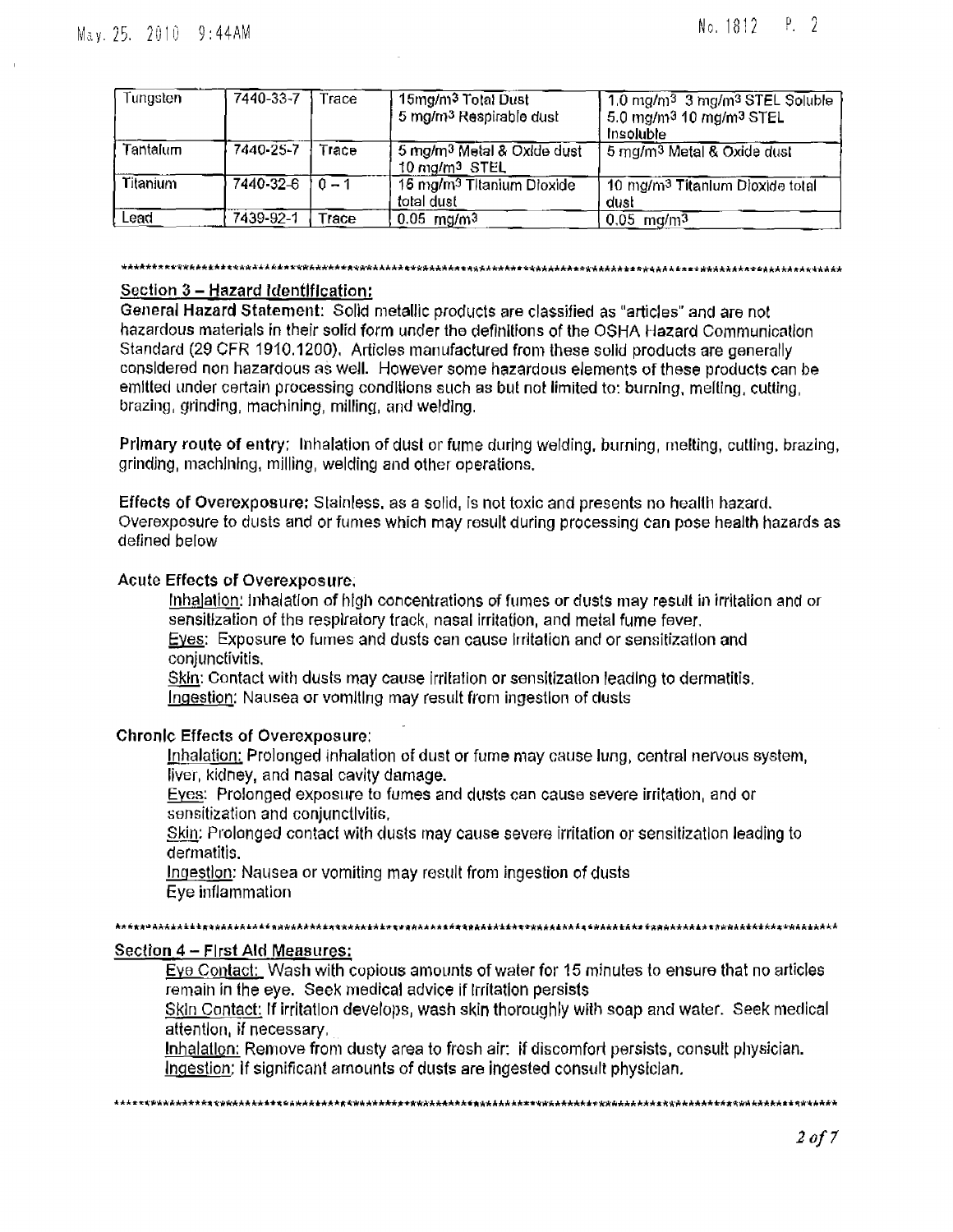| Tungsten | 7440-33-7 | Trace | 15mg/m³ Total Dust<br>5 mg/m³ Respirable dust | 1.0 mg/m³ 3 mg/m³ STEL Soluble<br>5.0 mg/m³ 10 mg/m³ STEL Insoluble |
|---|---|---|---|---|
| Tantalum | 7440-25-7 | Trace | 5 mg/m³ Metal & Oxide dust<br>10 mg/m³ STEL | 5 mg/m³ Metal & Oxide dust |
| Titanium | 7440-32-6 | 0 – 1 | 15 mg/m³ Titanium Dioxide total dust | 10 mg/m³ Titanium Dioxide total dust |
| Lead | 7439-92-1 | Trace | 0.05 mg/m³ | 0.05 mg/m³ |

## Section 3 – Hazard Identification:

**General Hazard Statement:** Solid metallic products are classified as "articles" and are not hazardous materials in their solid form under the definitions of the OSHA Hazard Communication Standard (29 CFR 1910.1200). Articles manufactured from these solid products are generally considered non hazardous as well. However some hazardous elements of these products can be emitted under certain processing conditions such as but not limited to: burning, melting, cutting, brazing, grinding, machining, milling, and welding.

**Primary route of entry:** Inhalation of dust or fume during welding, burning, melting, cutting, brazing, grinding, machining, milling, welding and other operations.

**Effects of Overexposure:** Stainless, as a solid, is not toxic and presents no health hazard. Overexposure to dusts and or fumes which may result during processing can pose health hazards as defined below

**Acute Effects of Overexposure.**

Inhalation: Inhalation of high concentrations of fumes or dusts may result in irritation and or sensitization of the respiratory track, nasal irritation, and metal fume fever.
Eyes: Exposure to fumes and dusts can cause irritation and or sensitization and conjunctivitis.
Skin: Contact with dusts may cause irritation or sensitization leading to dermatitis.
Ingestion: Nausea or vomiting may result from ingestion of dusts

**Chronic Effects of Overexposure:**

Inhalation: Prolonged inhalation of dust or fume may cause lung, central nervous system, liver, kidney, and nasal cavity damage.
Eyes: Prolonged exposure to fumes and dusts can cause severe irritation, and or sensitization and conjunctivitis.
Skin: Prolonged contact with dusts may cause severe irritation or sensitization leading to dermatitis.
Ingestion: Nausea or vomiting may result from ingestion of dusts
Eye inflammation

## Section 4 – First Aid Measures:

Eye Contact: Wash with copious amounts of water for 15 minutes to ensure that no articles remain in the eye. Seek medical advice if irritation persists
Skin Contact: If irritation develops, wash skin thoroughly with soap and water. Seek medical attention, if necessary.
Inhalation: Remove from dusty area to fresh air: if discomfort persists, consult physician.
Ingestion: If significant amounts of dusts are ingested consult physician.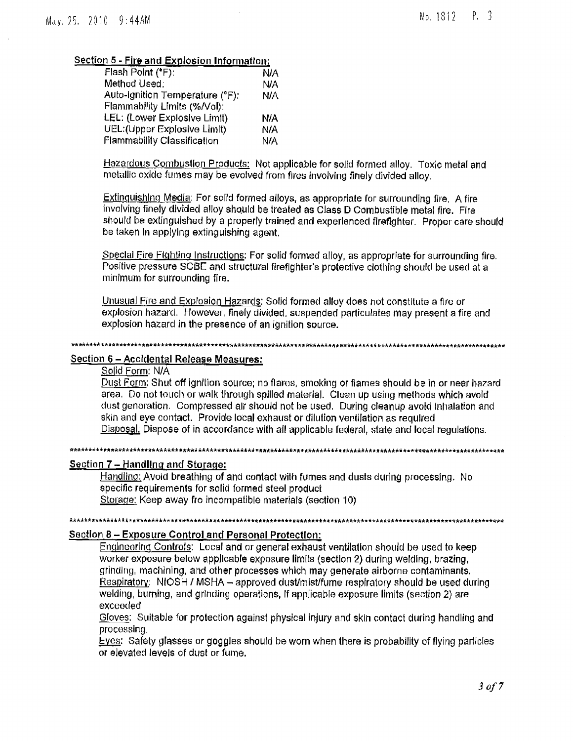## Section 5 - Fire and Explosion Information:

| | |
|---|---|
| Flash Point (°F): | N/A |
| Method Used: | N/A |
| Auto-Ignition Temperature (°F): | N/A |
| Flammability Limits (%Vol): | |
| LEL: (Lower Explosive Limit) | N/A |
| UEL:(Upper Explosive Limit) | N/A |
| Flammability Classification | N/A |

Hazardous Combustion Products: Not applicable for solid formed alloy. Toxic metal and metallic oxide fumes may be evolved from fires involving finely divided alloy.

Extinguishing Media: For solid formed alloys, as appropriate for surrounding fire. A fire involving finely divided alloy should be treated as Class D Combustible metal fire. Fire should be extinguished by a properly trained and experienced firefighter. Proper care should be taken in applying extinguishing agent.

Special Fire Fighting Instructions: For solid formed alloy, as appropriate for surrounding fire. Positive pressure SCBE and structural firefighter's protective clothing should be used at a minimum for surrounding fire.

Unusual Fire and Explosion Hazards: Solid formed alloy does not constitute a fire or explosion hazard. However, finely divided, suspended particulates may present a fire and explosion hazard in the presence of an ignition source.

## Section 6 – Accidental Release Measures:

Solid Form: N/A

Dust Form: Shut off ignition source; no flares, smoking or flames should be in or near hazard area. Do not touch or walk through spilled material. Clean up using methods which avoid dust generation. Compressed air should not be used. During cleanup avoid inhalation and skin and eye contact. Provide local exhaust or dilution ventilation as required

Disposal: Dispose of in accordance with all applicable federal, state and local regulations.

## Section 7 – Handling and Storage:

Handling: Avoid breathing of and contact with fumes and dusts during processing. No specific requirements for solid formed steel product

Storage: Keep away fro incompatible materials (section 10)

## Section 8 – Exposure Control and Personal Protection:

Engineering Controls: Local and or general exhaust ventilation should be used to keep worker exposure below applicable exposure limits (section 2) during welding, brazing, grinding, machining, and other processes which may generate airborne contaminants.

Respiratory: NIOSH / MSHA – approved dust/mist/fume respiratory should be used during welding, burning, and grinding operations, if applicable exposure limits (section 2) are exceeded

Gloves: Suitable for protection against physical injury and skin contact during handling and processing.

Eyes: Safety glasses or goggles should be worn when there is probability of flying particles or elevated levels of dust or fume.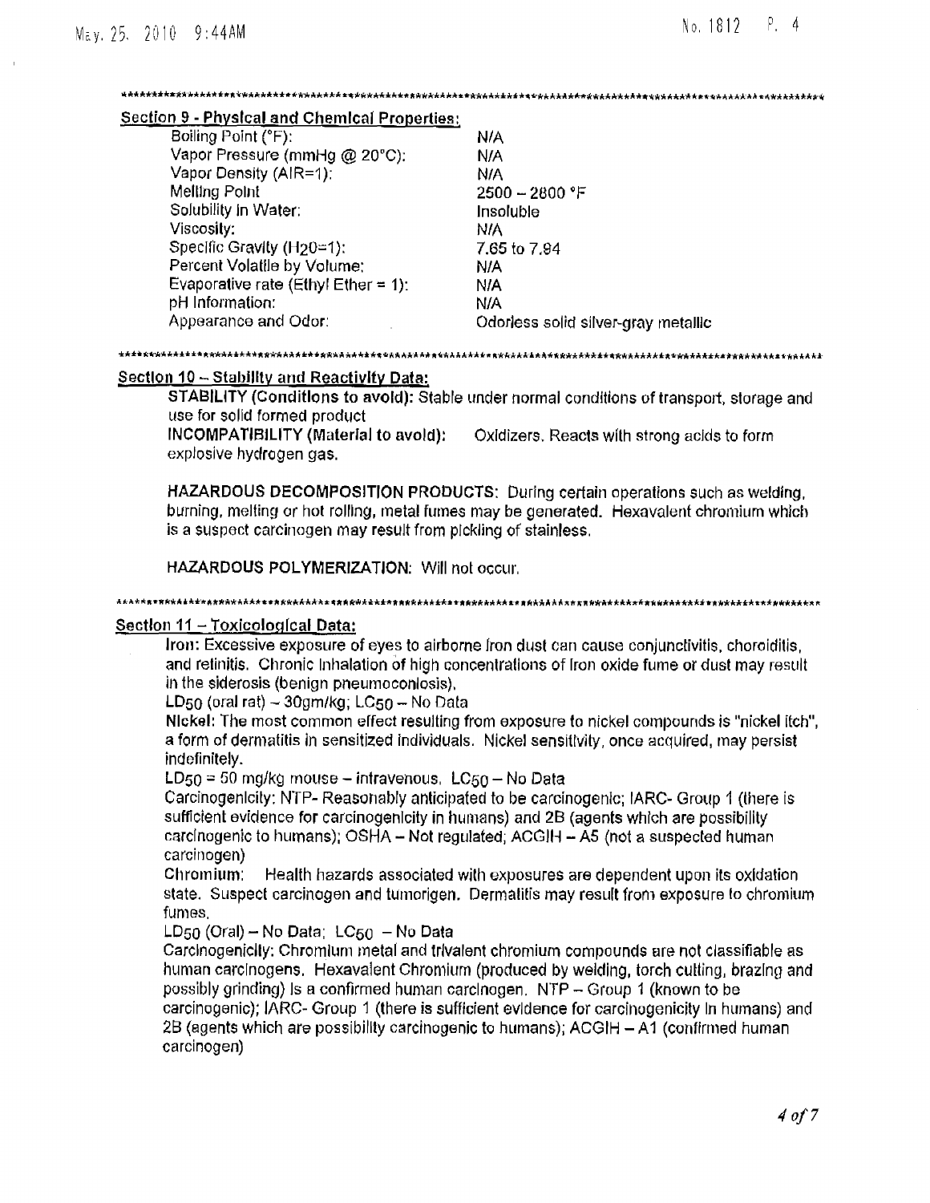## Section 9 - Physical and Chemical Properties:

| Property | Value |
|---|---|
| Boiling Point (°F): | N/A |
| Vapor Pressure (mmHg @ 20°C): | N/A |
| Vapor Density (AIR=1): | N/A |
| Melting Point | 2500 – 2800 °F |
| Solubility in Water: | Insoluble |
| Viscosity: | N/A |
| Specific Gravity ($H_2O$=1): | 7.65 to 7.94 |
| Percent Volatile by Volume: | N/A |
| Evaporative rate (Ethyl Ether = 1): | N/A |
| pH Information: | N/A |
| Appearance and Odor: | Odorless solid silver-gray metallic |

## Section 10 – Stability and Reactivity Data:

**STABILITY (Conditions to avoid):** Stable under normal conditions of transport, storage and use for solid formed product

**INCOMPATIBILITY (Material to avoid):** Oxidizers. Reacts with strong acids to form explosive hydrogen gas.

**HAZARDOUS DECOMPOSITION PRODUCTS:** During certain operations such as welding, burning, melting or hot rolling, metal fumes may be generated. Hexavalent chromium which is a suspect carcinogen may result from pickling of stainless.

**HAZARDOUS POLYMERIZATION:** Will not occur.

## Section 11 – Toxicological Data:

**Iron:** Excessive exposure of eyes to airborne iron dust can cause conjunctivitis, choroiditis, and retinitis. Chronic inhalation of high concentrations of iron oxide fume or dust may result in the siderosis (benign pneumoconiosis).

$LD_{50}$ (oral rat) – 30gm/kg; $LC_{50}$ – No Data

**Nickel:** The most common effect resulting from exposure to nickel compounds is "nickel itch", a form of dermatitis in sensitized individuals. Nickel sensitivity, once acquired, may persist indefinitely.

$LD_{50}$ = 50 mg/kg mouse – intravenous. $LC_{50}$ – No Data

Carcinogenicity: NTP- Reasonably anticipated to be carcinogenic; IARC- Group 1 (there is sufficient evidence for carcinogenicity in humans) and 2B (agents which are possibility carcinogenic to humans); OSHA – Not regulated; ACGIH – A5 (not a suspected human carcinogen)

**Chromium:** Health hazards associated with exposures are dependent upon its oxidation state. Suspect carcinogen and tumorigen. Dermatitis may result from exposure to chromium fumes.

$LD_{50}$ (Oral) – No Data; $LC_{50}$ – No Data

Carcinogenicity: Chromium metal and trivalent chromium compounds are not classifiable as human carcinogens. Hexavalent Chromium (produced by welding, torch cutting, brazing and possibly grinding) is a confirmed human carcinogen. NTP – Group 1 (known to be carcinogenic); IARC- Group 1 (there is sufficient evidence for carcinogenicity in humans) and 2B (agents which are possibility carcinogenic to humans); ACGIH – A1 (confirmed human carcinogen)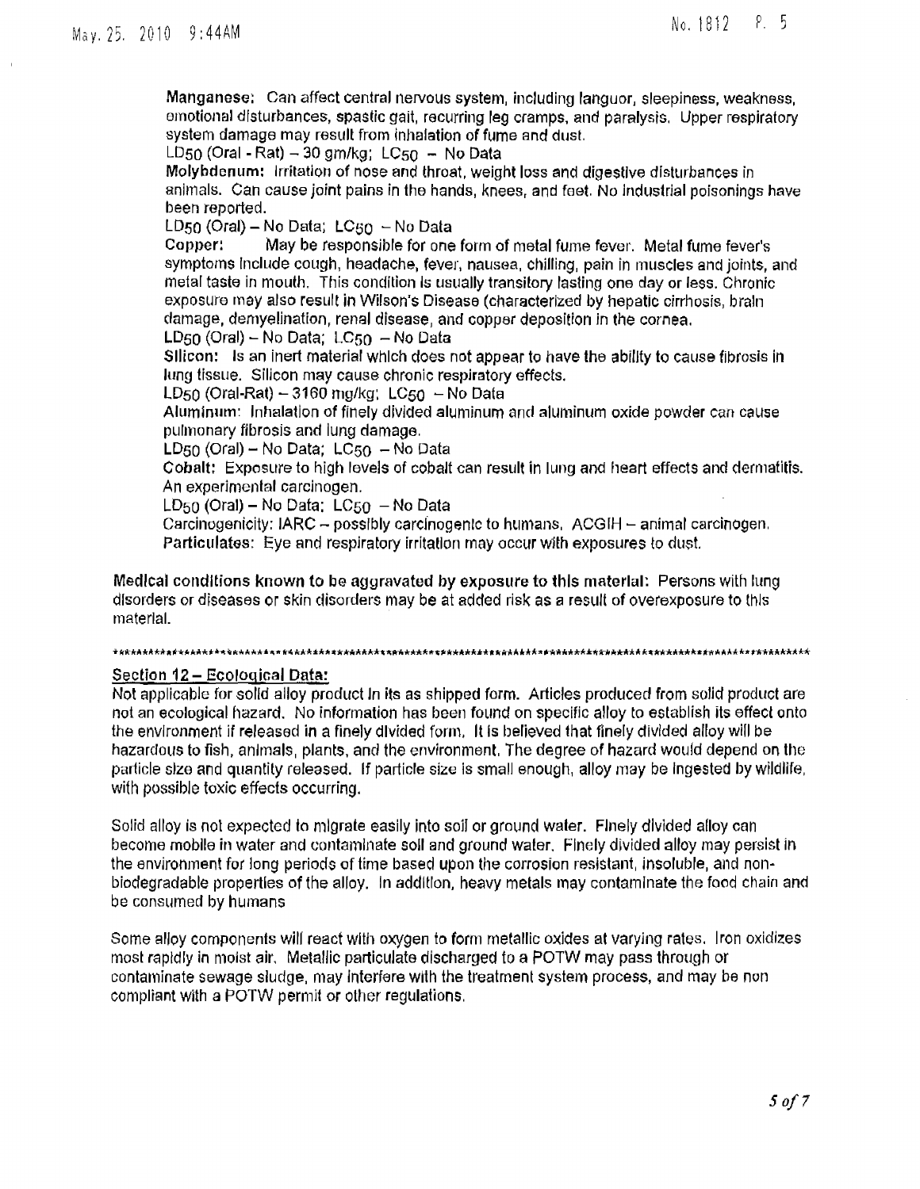**Manganese:** Can affect central nervous system, including languor, sleepiness, weakness, emotional disturbances, spastic gait, recurring leg cramps, and paralysis. Upper respiratory system damage may result from inhalation of fume and dust.
$LD_{50}$ (Oral - Rat) – 30 gm/kg; $LC_{50}$ – No Data

**Molybdenum:** Irritation of nose and throat, weight loss and digestive disturbances in animals. Can cause joint pains in the hands, knees, and feet. No industrial poisonings have been reported.
$LD_{50}$ (Oral) – No Data; $LC_{50}$ – No Data

**Copper:** May be responsible for one form of metal fume fever. Metal fume fever's symptoms include cough, headache, fever, nausea, chilling, pain in muscles and joints, and metal taste in mouth. This condition is usually transitory lasting one day or less. Chronic exposure may also result in Wilson's Disease (characterized by hepatic cirrhosis, brain damage, demyelination, renal disease, and copper deposition in the cornea.
$LD_{50}$ (Oral) – No Data; $LC_{50}$ – No Data

**Silicon:** Is an inert material which does not appear to have the ability to cause fibrosis in lung tissue. Silicon may cause chronic respiratory effects.
$LD_{50}$ (Oral-Rat) – 3160 mg/kg; $LC_{50}$ – No Data

**Aluminum:** Inhalation of finely divided aluminum and aluminum oxide powder can cause pulmonary fibrosis and lung damage.
$LD_{50}$ (Oral) – No Data; $LC_{50}$ – No Data

**Cobalt:** Exposure to high levels of cobalt can result in lung and heart effects and dermatitis. An experimental carcinogen.
$LD_{50}$ (Oral) – No Data; $LC_{50}$ – No Data
Carcinogenicity: IARC – possibly carcinogenic to humans. ACGIH – animal carcinogen.

**Particulates:** Eye and respiratory irritation may occur with exposures to dust.

**Medical conditions known to be aggravated by exposure to this material:** Persons with lung disorders or diseases or skin disorders may be at added risk as a result of overexposure to this material.

## Section 12 – Ecological Data:

Not applicable for solid alloy product in its as shipped form. Articles produced from solid product are not an ecological hazard. No information has been found on specific alloy to establish its effect onto the environment if released in a finely divided form. It is believed that finely divided alloy will be hazardous to fish, animals, plants, and the environment. The degree of hazard would depend on the particle size and quantity released. If particle size is small enough, alloy may be ingested by wildlife, with possible toxic effects occurring.

Solid alloy is not expected to migrate easily into soil or ground water. Finely divided alloy can become mobile in water and contaminate soil and ground water. Finely divided alloy may persist in the environment for long periods of time based upon the corrosion resistant, insoluble, and non-biodegradable properties of the alloy. In addition, heavy metals may contaminate the food chain and be consumed by humans

Some alloy components will react with oxygen to form metallic oxides at varying rates. Iron oxidizes most rapidly in moist air. Metallic particulate discharged to a POTW may pass through or contaminate sewage sludge, may interfere with the treatment system process, and may be non compliant with a POTW permit or other regulations.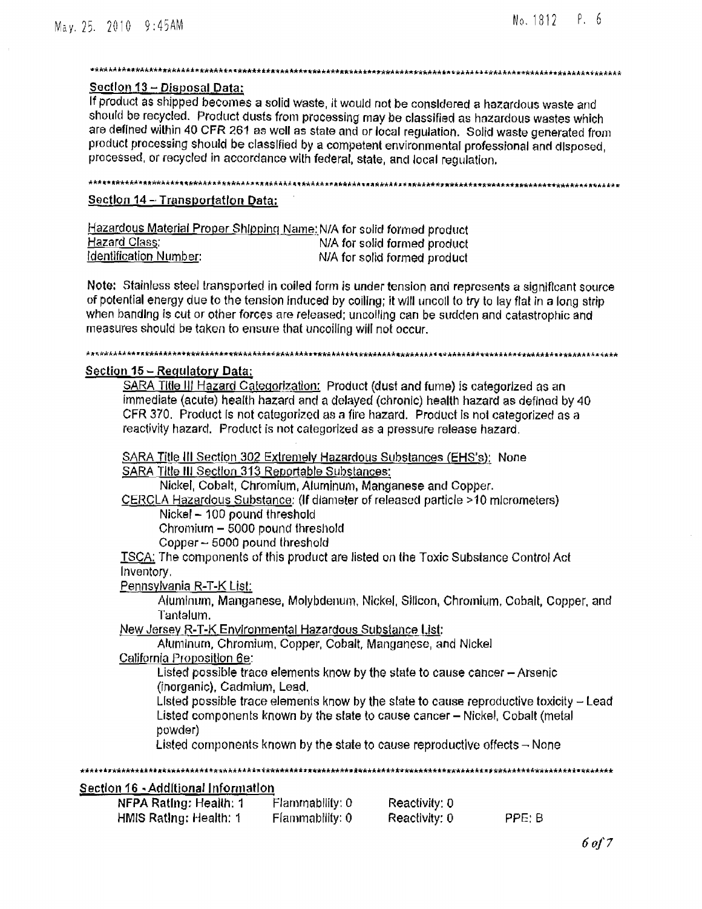## Section 13 – Disposal Data:

If product as shipped becomes a solid waste, it would not be considered a hazardous waste and should be recycled. Product dusts from processing may be classified as hazardous wastes which are defined within 40 CFR 261 as well as state and or local regulation. Solid waste generated from product processing should be classified by a competent environmental professional and disposed, processed, or recycled in accordance with federal, state, and local regulation.

## Section 14 – Transportation Data:

| | |
|---|---|
| Hazardous Material Proper Shipping Name: | N/A for solid formed product |
| Hazard Class: | N/A for solid formed product |
| Identification Number: | N/A for solid formed product |

**Note:** Stainless steel transported in coiled form is under tension and represents a significant source of potential energy due to the tension induced by coiling; it will uncoil to try to lay flat in a long strip when banding is cut or other forces are released; uncoiling can be sudden and catastrophic and measures should be taken to ensure that uncoiling will not occur.

## Section 15 – Regulatory Data:

SARA Title III Hazard Categorization: Product (dust and fume) is categorized as an immediate (acute) health hazard and a delayed (chronic) health hazard as defined by 40 CFR 370. Product is not categorized as a fire hazard. Product is not categorized as a reactivity hazard. Product is not categorized as a pressure release hazard.

SARA Title III Section 302 Extremely Hazardous Substances (EHS's): None

SARA Title III Section 313 Reportable Substances:

Nickel, Cobalt, Chromium, Aluminum, Manganese and Copper.

CERCLA Hazardous Substance: (If diameter of released particle >10 micrometers)

Nickel – 100 pound threshold
Chromium – 5000 pound threshold
Copper – 5000 pound threshold

TSCA: The components of this product are listed on the Toxic Substance Control Act Inventory.

Pennsylvania R-T-K List:

Aluminum, Manganese, Molybdenum, Nickel, Silicon, Chromium, Cobalt, Copper, and Tantalum.

New Jersey R-T-K Environmental Hazardous Substance List:

Aluminum, Chromium, Copper, Cobalt, Manganese, and Nickel

California Proposition 65:

Listed possible trace elements know by the state to cause cancer – Arsenic (inorganic), Cadmium, Lead.
Listed possible trace elements know by the state to cause reproductive toxicity – Lead
Listed components known by the state to cause cancer – Nickel, Cobalt (metal powder)
Listed components known by the state to cause reproductive effects – None

## Section 16 - Additional Information

| | | | |
|---|---|---|---|
| **NFPA Rating: Health: 1** | Flammability: 0 | Reactivity: 0 | |
| **HMIS Rating: Health: 1** | Flammability: 0 | Reactivity: 0 | PPE: B |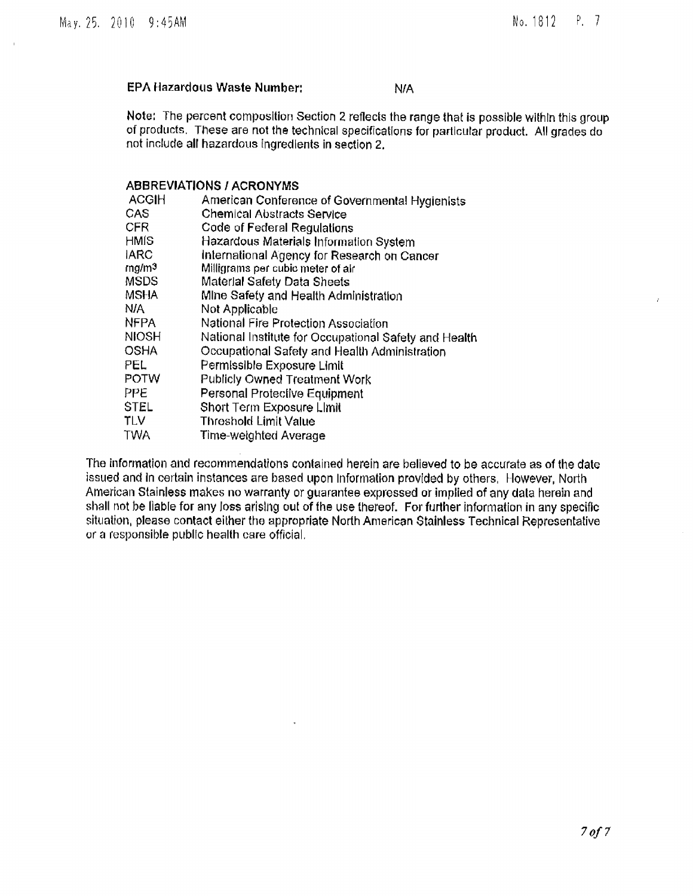**EPA Hazardous Waste Number:** N/A

**Note:** The percent composition Section 2 reflects the range that is possible within this group of products. These are not the technical specifications for particular product. All grades do not include all hazardous ingredients in section 2.

**ABBREVIATIONS / ACRONYMS**

| | |
|---|---|
| ACGIH | American Conference of Governmental Hygienists |
| CAS | Chemical Abstracts Service |
| CFR | Code of Federal Regulations |
| HMIS | Hazardous Materials Information System |
| IARC | International Agency for Research on Cancer |
| $mg/m^3$ | Milligrams per cubic meter of air |
| MSDS | Material Safety Data Sheets |
| MSHA | Mine Safety and Health Administration |
| N/A | Not Applicable |
| NFPA | National Fire Protection Association |
| NIOSH | National Institute for Occupational Safety and Health |
| OSHA | Occupational Safety and Health Administration |
| PEL | Permissible Exposure Limit |
| POTW | Publicly Owned Treatment Work |
| PPE | Personal Protective Equipment |
| STEL | Short Term Exposure Limit |
| TLV | Threshold Limit Value |
| TWA | Time-weighted Average |

The information and recommendations contained herein are believed to be accurate as of the date issued and in certain instances are based upon information provided by others. However, North American Stainless makes no warranty or guarantee expressed or implied of any data herein and shall not be liable for any loss arising out of the use thereof. For further information in any specific situation, please contact either the appropriate North American Stainless Technical Representative or a responsible public health care official.